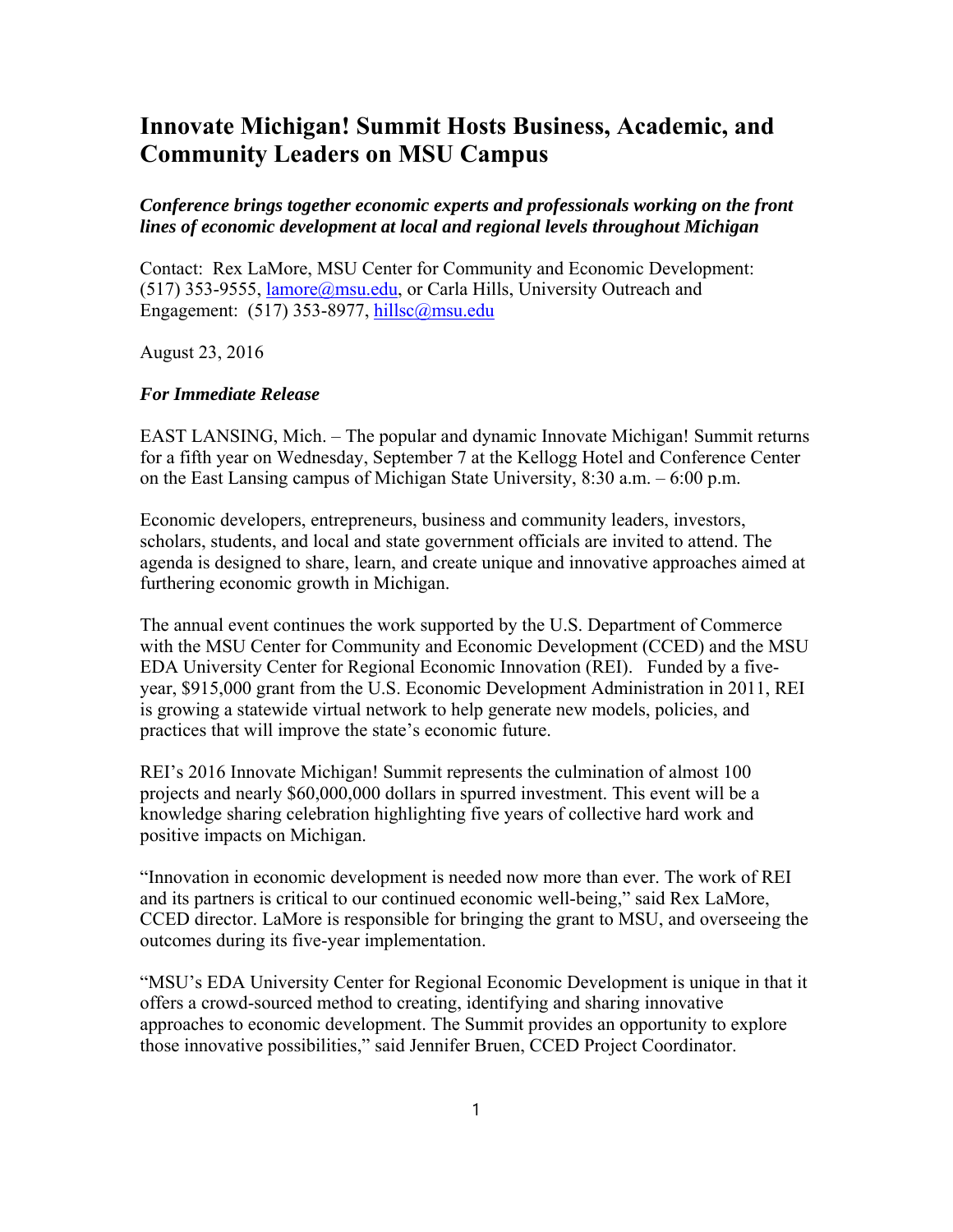# Innovate Michigan! Summit Hosts Business, Academic, and Community Leaders on MSU Campus

***Conference brings together economic experts and professionals working on the front lines of economic development at local and regional levels throughout Michigan***

Contact: Rex LaMore, MSU Center for Community and Economic Development: (517) 353-9555, lamore@msu.edu, or Carla Hills, University Outreach and Engagement: (517) 353-8977, hillsc@msu.edu

August 23, 2016

***For Immediate Release***

EAST LANSING, Mich. – The popular and dynamic Innovate Michigan! Summit returns for a fifth year on Wednesday, September 7 at the Kellogg Hotel and Conference Center on the East Lansing campus of Michigan State University, 8:30 a.m. – 6:00 p.m.

Economic developers, entrepreneurs, business and community leaders, investors, scholars, students, and local and state government officials are invited to attend. The agenda is designed to share, learn, and create unique and innovative approaches aimed at furthering economic growth in Michigan.

The annual event continues the work supported by the U.S. Department of Commerce with the MSU Center for Community and Economic Development (CCED) and the MSU EDA University Center for Regional Economic Innovation (REI). Funded by a five-year, $915,000 grant from the U.S. Economic Development Administration in 2011, REI is growing a statewide virtual network to help generate new models, policies, and practices that will improve the state's economic future.

REI's 2016 Innovate Michigan! Summit represents the culmination of almost 100 projects and nearly $60,000,000 dollars in spurred investment. This event will be a knowledge sharing celebration highlighting five years of collective hard work and positive impacts on Michigan.

"Innovation in economic development is needed now more than ever. The work of REI and its partners is critical to our continued economic well-being," said Rex LaMore, CCED director. LaMore is responsible for bringing the grant to MSU, and overseeing the outcomes during its five-year implementation.

"MSU's EDA University Center for Regional Economic Development is unique in that it offers a crowd-sourced method to creating, identifying and sharing innovative approaches to economic development. The Summit provides an opportunity to explore those innovative possibilities," said Jennifer Bruen, CCED Project Coordinator.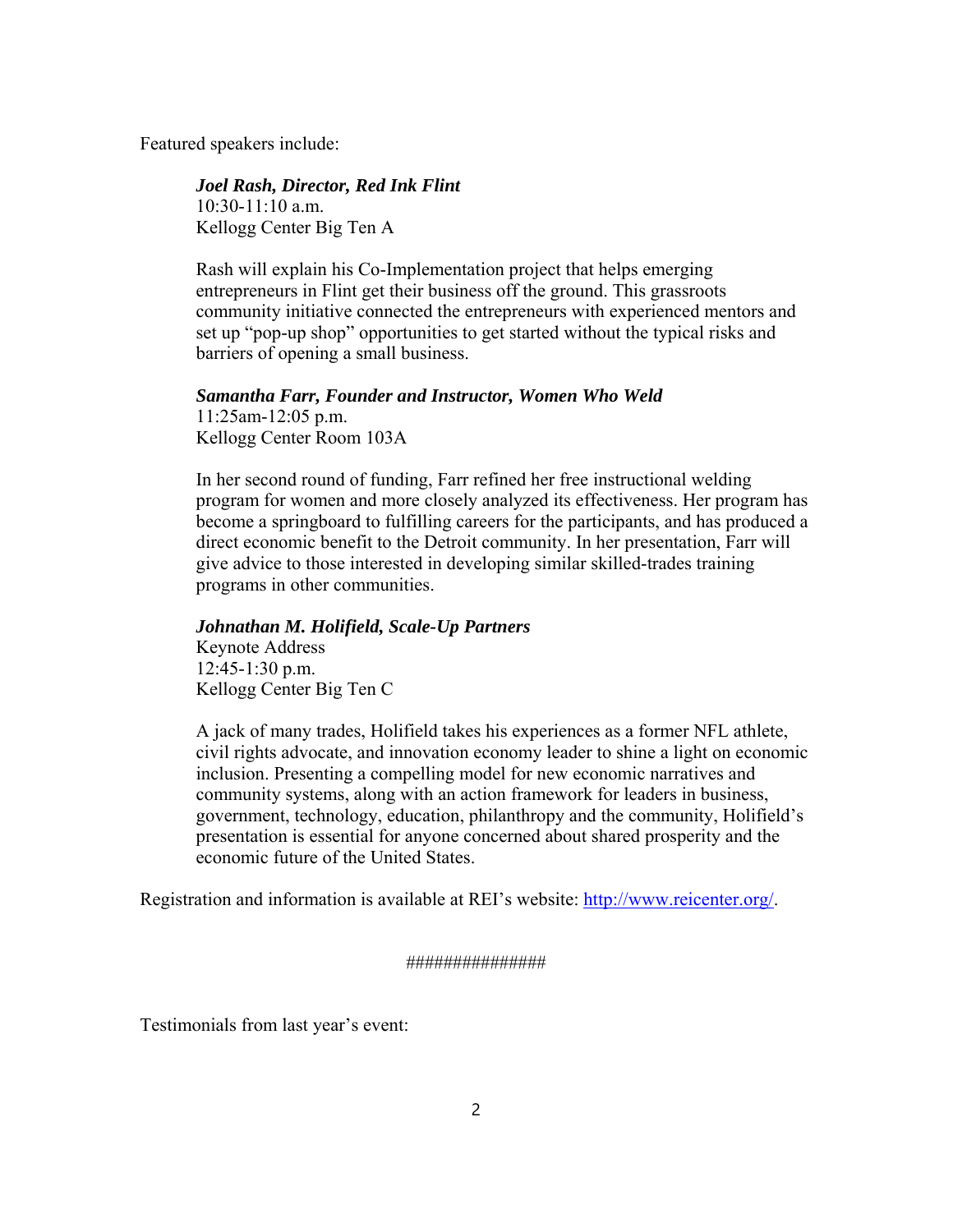Featured speakers include:

***Joel Rash, Director, Red Ink Flint***
10:30-11:10 a.m.
Kellogg Center Big Ten A

Rash will explain his Co-Implementation project that helps emerging entrepreneurs in Flint get their business off the ground. This grassroots community initiative connected the entrepreneurs with experienced mentors and set up "pop-up shop" opportunities to get started without the typical risks and barriers of opening a small business.

***Samantha Farr, Founder and Instructor, Women Who Weld***
11:25am-12:05 p.m.
Kellogg Center Room 103A

In her second round of funding, Farr refined her free instructional welding program for women and more closely analyzed its effectiveness. Her program has become a springboard to fulfilling careers for the participants, and has produced a direct economic benefit to the Detroit community. In her presentation, Farr will give advice to those interested in developing similar skilled-trades training programs in other communities.

***Johnathan M. Holifield, Scale-Up Partners***
Keynote Address
12:45-1:30 p.m.
Kellogg Center Big Ten C

A jack of many trades, Holifield takes his experiences as a former NFL athlete, civil rights advocate, and innovation economy leader to shine a light on economic inclusion. Presenting a compelling model for new economic narratives and community systems, along with an action framework for leaders in business, government, technology, education, philanthropy and the community, Holifield's presentation is essential for anyone concerned about shared prosperity and the economic future of the United States.

Registration and information is available at REI's website: [http://www.reicenter.org/](http://www.reicenter.org/).

###############

Testimonials from last year's event: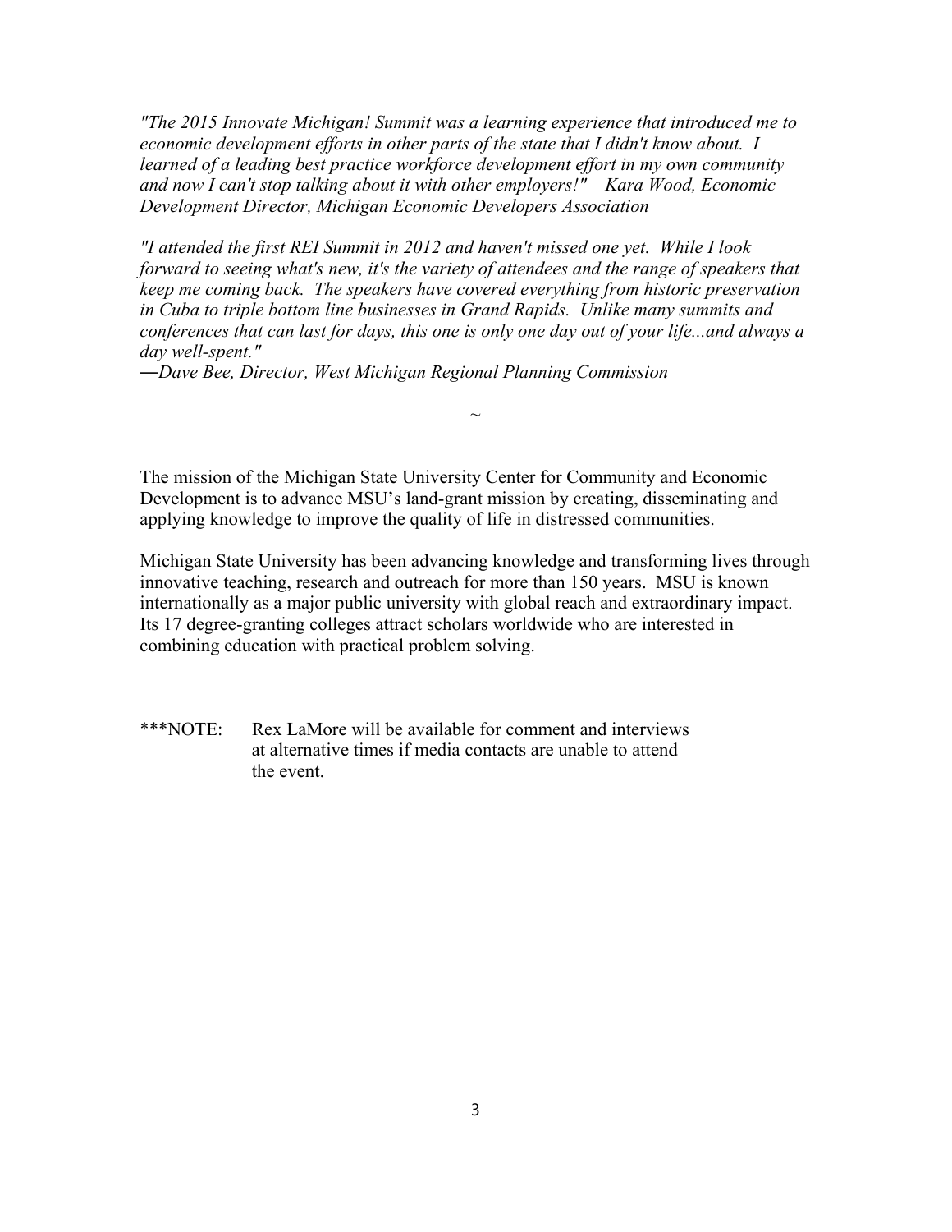*"The 2015 Innovate Michigan! Summit was a learning experience that introduced me to economic development efforts in other parts of the state that I didn't know about. I learned of a leading best practice workforce development effort in my own community and now I can't stop talking about it with other employers!" – Kara Wood, Economic Development Director, Michigan Economic Developers Association*

*"I attended the first REI Summit in 2012 and haven't missed one yet. While I look forward to seeing what's new, it's the variety of attendees and the range of speakers that keep me coming back. The speakers have covered everything from historic preservation in Cuba to triple bottom line businesses in Grand Rapids. Unlike many summits and conferences that can last for days, this one is only one day out of your life...and always a day well-spent."*
*―Dave Bee, Director, West Michigan Regional Planning Commission*

~

The mission of the Michigan State University Center for Community and Economic Development is to advance MSU's land-grant mission by creating, disseminating and applying knowledge to improve the quality of life in distressed communities.

Michigan State University has been advancing knowledge and transforming lives through innovative teaching, research and outreach for more than 150 years. MSU is known internationally as a major public university with global reach and extraordinary impact. Its 17 degree-granting colleges attract scholars worldwide who are interested in combining education with practical problem solving.

***NOTE: Rex LaMore will be available for comment and interviews at alternative times if media contacts are unable to attend the event.